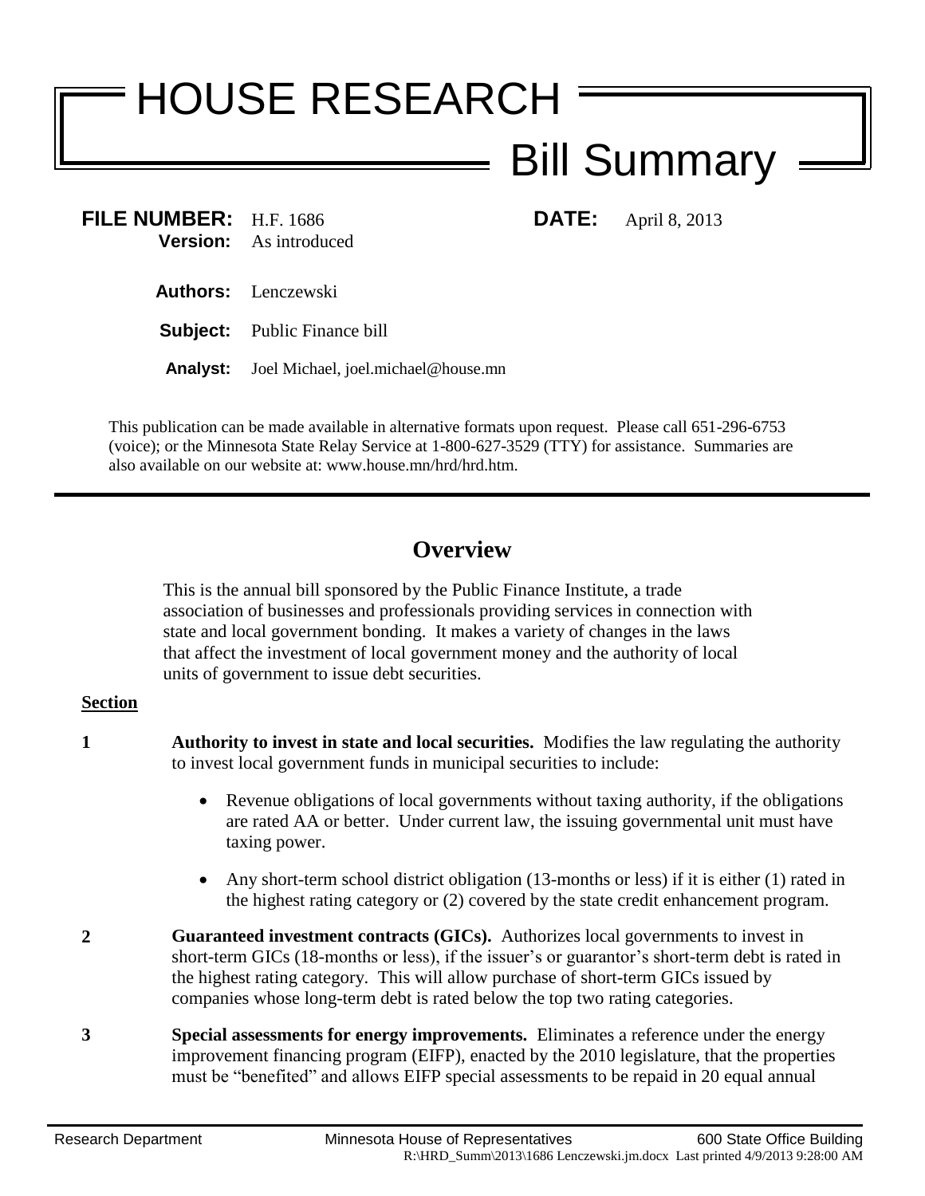# HOUSE RESEARCH

## Bill Summary

**FILE NUMBER:** H.F. 1686 **DATE:** April 8, 2013
**Version:** As introduced

**Authors:** Lenczewski

**Subject:** Public Finance bill

**Analyst:** Joel Michael, joel.michael@house.mn

This publication can be made available in alternative formats upon request. Please call 651-296-6753 (voice); or the Minnesota State Relay Service at 1-800-627-3529 (TTY) for assistance. Summaries are also available on our website at: www.house.mn/hrd/hrd.htm.

---

## Overview

This is the annual bill sponsored by the Public Finance Institute, a trade association of businesses and professionals providing services in connection with state and local government bonding. It makes a variety of changes in the laws that affect the investment of local government money and the authority of local units of government to issue debt securities.

**Section**

**1** **Authority to invest in state and local securities.** Modifies the law regulating the authority to invest local government funds in municipal securities to include:

- Revenue obligations of local governments without taxing authority, if the obligations are rated AA or better. Under current law, the issuing governmental unit must have taxing power.
- Any short-term school district obligation (13-months or less) if it is either (1) rated in the highest rating category or (2) covered by the state credit enhancement program.

**2** **Guaranteed investment contracts (GICs).** Authorizes local governments to invest in short-term GICs (18-months or less), if the issuer's or guarantor's short-term debt is rated in the highest rating category. This will allow purchase of short-term GICs issued by companies whose long-term debt is rated below the top two rating categories.

**3** **Special assessments for energy improvements.** Eliminates a reference under the energy improvement financing program (EIFP), enacted by the 2010 legislature, that the properties must be "benefited" and allows EIFP special assessments to be repaid in 20 equal annual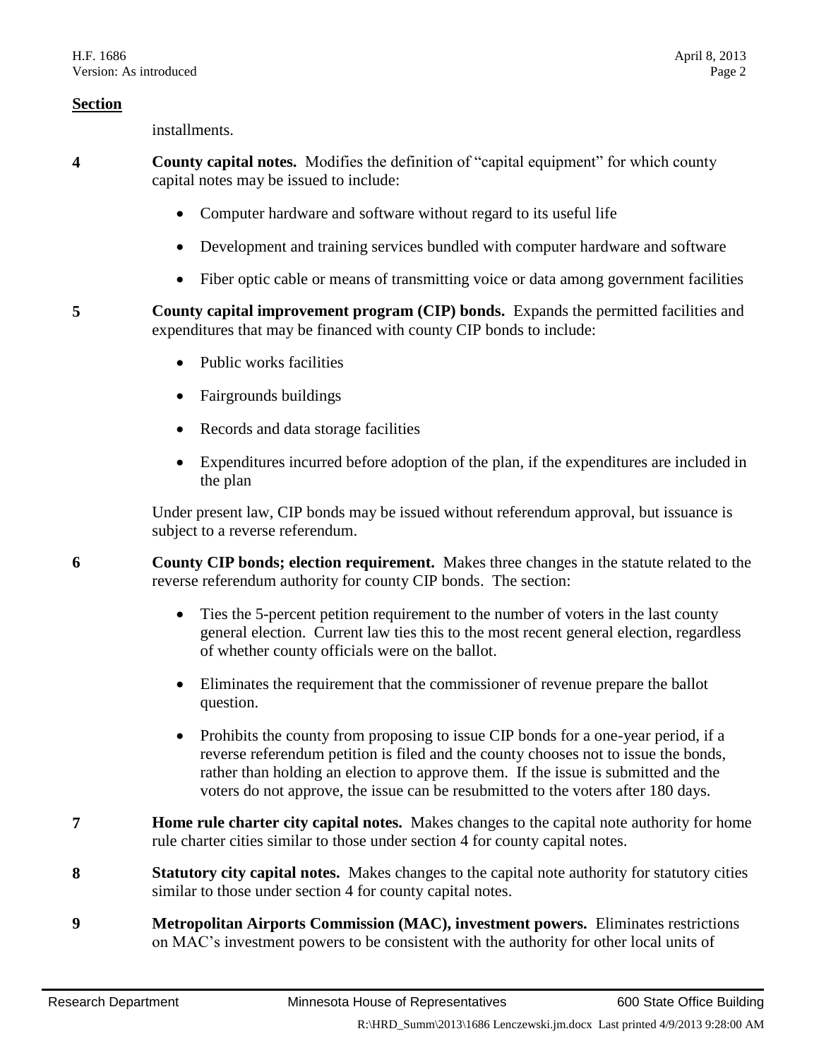**Section**

installments.

**4** **County capital notes.** Modifies the definition of "capital equipment" for which county capital notes may be issued to include:

- Computer hardware and software without regard to its useful life
- Development and training services bundled with computer hardware and software
- Fiber optic cable or means of transmitting voice or data among government facilities

**5** **County capital improvement program (CIP) bonds.** Expands the permitted facilities and expenditures that may be financed with county CIP bonds to include:

- Public works facilities
- Fairgrounds buildings
- Records and data storage facilities
- Expenditures incurred before adoption of the plan, if the expenditures are included in the plan

Under present law, CIP bonds may be issued without referendum approval, but issuance is subject to a reverse referendum.

**6** **County CIP bonds; election requirement.** Makes three changes in the statute related to the reverse referendum authority for county CIP bonds. The section:

- Ties the 5-percent petition requirement to the number of voters in the last county general election. Current law ties this to the most recent general election, regardless of whether county officials were on the ballot.
- Eliminates the requirement that the commissioner of revenue prepare the ballot question.
- Prohibits the county from proposing to issue CIP bonds for a one-year period, if a reverse referendum petition is filed and the county chooses not to issue the bonds, rather than holding an election to approve them. If the issue is submitted and the voters do not approve, the issue can be resubmitted to the voters after 180 days.

**7** **Home rule charter city capital notes.** Makes changes to the capital note authority for home rule charter cities similar to those under section 4 for county capital notes.

**8** **Statutory city capital notes.** Makes changes to the capital note authority for statutory cities similar to those under section 4 for county capital notes.

**9** **Metropolitan Airports Commission (MAC), investment powers.** Eliminates restrictions on MAC's investment powers to be consistent with the authority for other local units of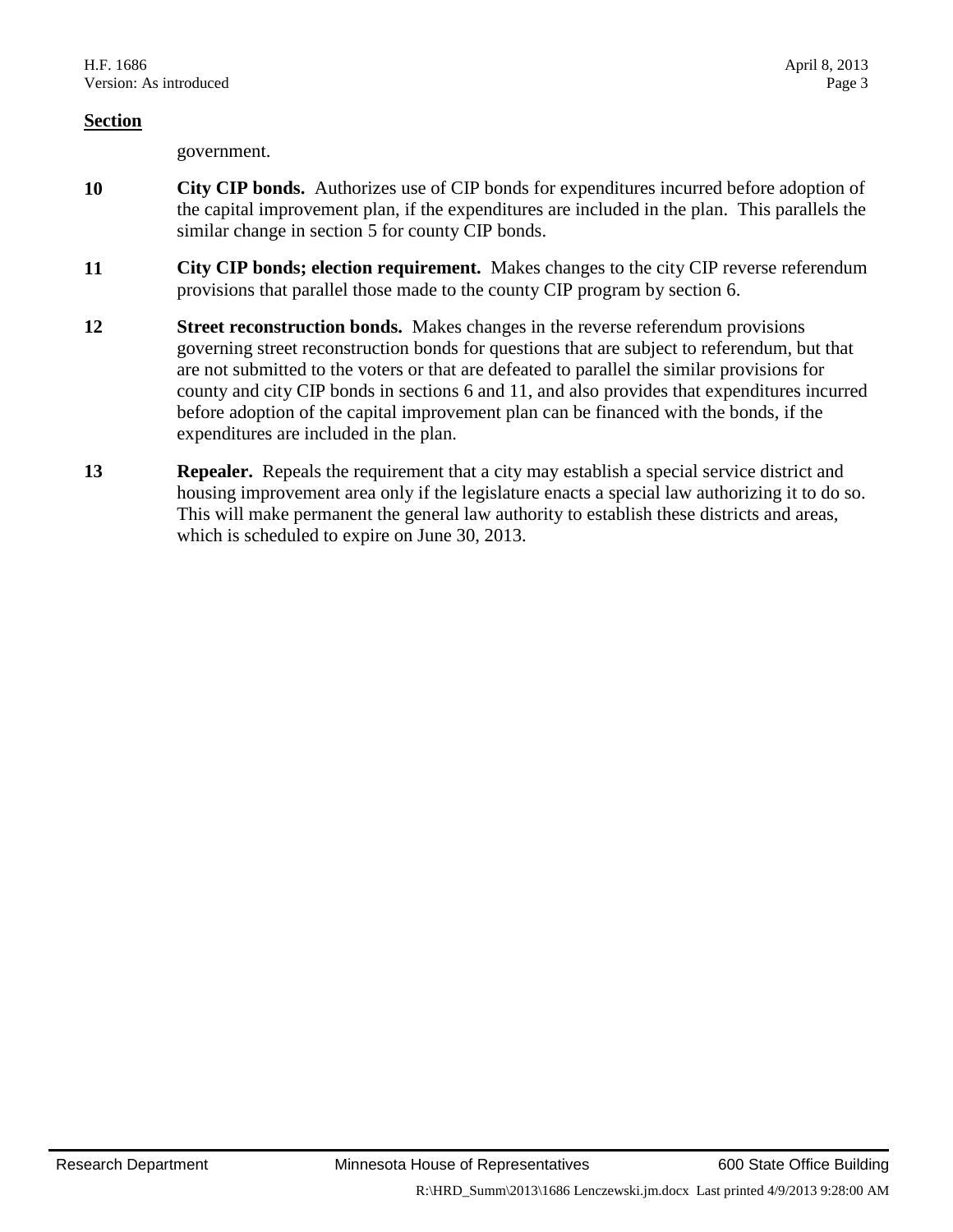**Section**

government.

| | |
|---|---|
| **10** | **City CIP bonds.** Authorizes use of CIP bonds for expenditures incurred before adoption of the capital improvement plan, if the expenditures are included in the plan. This parallels the similar change in section 5 for county CIP bonds. |
| **11** | **City CIP bonds; election requirement.** Makes changes to the city CIP reverse referendum provisions that parallel those made to the county CIP program by section 6. |
| **12** | **Street reconstruction bonds.** Makes changes in the reverse referendum provisions governing street reconstruction bonds for questions that are subject to referendum, but that are not submitted to the voters or that are defeated to parallel the similar provisions for county and city CIP bonds in sections 6 and 11, and also provides that expenditures incurred before adoption of the capital improvement plan can be financed with the bonds, if the expenditures are included in the plan. |
| **13** | **Repealer.** Repeals the requirement that a city may establish a special service district and housing improvement area only if the legislature enacts a special law authorizing it to do so. This will make permanent the general law authority to establish these districts and areas, which is scheduled to expire on June 30, 2013. |